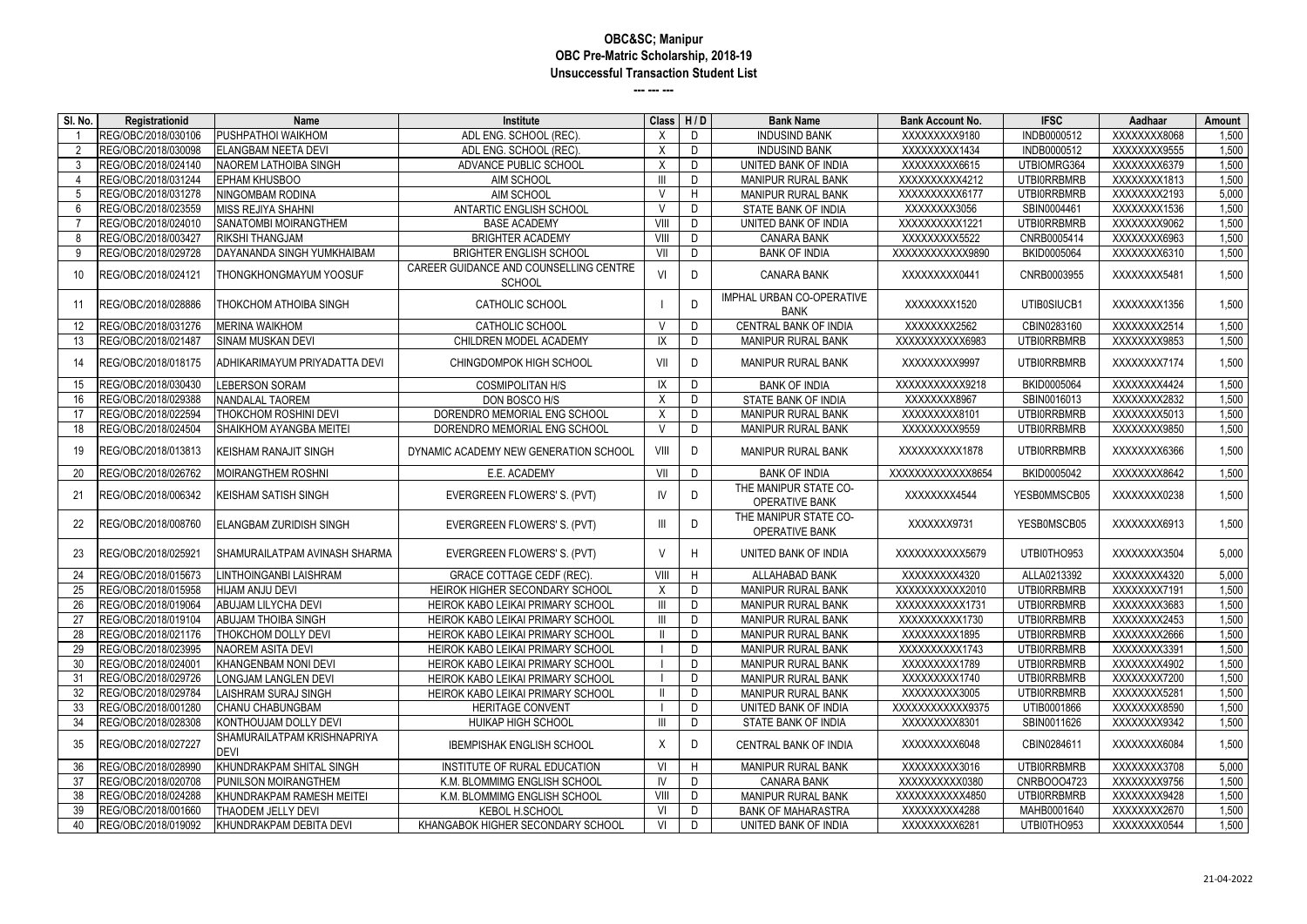# OBC&SC; Manipur
## OBC Pre-Matric Scholarship, 2018-19
### Unsuccessful Transaction Student List

--- --- ---

| Sl. No. | Registrationid | Name | Institute | Class | H / D | Bank Name | Bank Account No. | IFSC | Aadhaar | Amount |
|---|---|---|---|---|---|---|---|---|---|---|
| 1 | REG/OBC/2018/030106 | PUSHPATHOI WAIKHOM | ADL ENG. SCHOOL (REC). | X | D | INDUSIND BANK | XXXXXXXXX9180 | INDB0000512 | XXXXXXXX8068 | 1,500 |
| 2 | REG/OBC/2018/030098 | ELANGBAM NEETA DEVI | ADL ENG. SCHOOL (REC). | X | D | INDUSIND BANK | XXXXXXXXX1434 | INDB0000512 | XXXXXXXX9555 | 1,500 |
| 3 | REG/OBC/2018/024140 | NAOREM LATHOIBA SINGH | ADVANCE PUBLIC SCHOOL | X | D | UNITED BANK OF INDIA | XXXXXXXXX6615 | UTBIOMRG364 | XXXXXXXX6379 | 1,500 |
| 4 | REG/OBC/2018/031244 | EPHAM KHUSBOO | AIM SCHOOL | III | D | MANIPUR RURAL BANK | XXXXXXXXXX4212 | UTBI0RRBMRB | XXXXXXXX1813 | 1,500 |
| 5 | REG/OBC/2018/031278 | NINGOMBAM RODINA | AIM SCHOOL | V | H | MANIPUR RURAL BANK | XXXXXXXXXX6177 | UTBI0RRBMRB | XXXXXXXX2193 | 5,000 |
| 6 | REG/OBC/2018/023559 | MISS REJIYA SHAHNI | ANTARTIC ENGLISH SCHOOL | V | D | STATE BANK OF INDIA | XXXXXXXX3056 | SBIN0004461 | XXXXXXXX1536 | 1,500 |
| 7 | REG/OBC/2018/024010 | SANATOMBI MOIRANGTHEM | BASE ACADEMY | VIII | D | UNITED BANK OF INDIA | XXXXXXXXXX1221 | UTBI0RRBMRB | XXXXXXXX9062 | 1,500 |
| 8 | REG/OBC/2018/003427 | RIKSHI THANGJAM | BRIGHTER ACADEMY | VIII | D | CANARA BANK | XXXXXXXXX5522 | CNRB0005414 | XXXXXXXX6963 | 1,500 |
| 9 | REG/OBC/2018/029728 | DAYANANDA SINGH YUMKHAIBAM | BRIGHTER ENGLISH SCHOOL | VII | D | BANK OF INDIA | XXXXXXXXXXXX9890 | BKID0005064 | XXXXXXXX6310 | 1,500 |
| 10 | REG/OBC/2018/024121 | THONGKHONGMAYUM YOOSUF | CAREER GUIDANCE AND COUNSELLING CENTRE SCHOOL | VI | D | CANARA BANK | XXXXXXXXX0441 | CNRB0003955 | XXXXXXXX5481 | 1,500 |
| 11 | REG/OBC/2018/028886 | THOKCHOM ATHOIBA SINGH | CATHOLIC SCHOOL | I | D | IMPHAL URBAN CO-OPERATIVE BANK | XXXXXXXX1520 | UTIB0SIUCB1 | XXXXXXXX1356 | 1,500 |
| 12 | REG/OBC/2018/031276 | MERINA WAIKHOM | CATHOLIC SCHOOL | V | D | CENTRAL BANK OF INDIA | XXXXXXXX2562 | CBIN0283160 | XXXXXXXX2514 | 1,500 |
| 13 | REG/OBC/2018/021487 | SINAM MUSKAN DEVI | CHILDREN MODEL ACADEMY | IX | D | MANIPUR RURAL BANK | XXXXXXXXXX6983 | UTBI0RRBMRB | XXXXXXXX9853 | 1,500 |
| 14 | REG/OBC/2018/018175 | ADHIKARIMAYUM PRIYADATTA DEVI | CHINGDOMPOK HIGH SCHOOL | VII | D | MANIPUR RURAL BANK | XXXXXXXXX9997 | UTBI0RRBMRB | XXXXXXXX7174 | 1,500 |
| 15 | REG/OBC/2018/030430 | LEBERSON SORAM | COSMIPOLITAN H/S | IX | D | BANK OF INDIA | XXXXXXXXXXX9218 | BKID0005064 | XXXXXXXX4424 | 1,500 |
| 16 | REG/OBC/2018/029388 | NANDALAL TAOREM | DON BOSCO H/S | X | D | STATE BANK OF INDIA | XXXXXXXX8967 | SBIN0016013 | XXXXXXXX2832 | 1,500 |
| 17 | REG/OBC/2018/022594 | THOKCHOM ROSHINI DEVI | DORENDRO MEMORIAL ENG SCHOOL | X | D | MANIPUR RURAL BANK | XXXXXXXXX8101 | UTBI0RRBMRB | XXXXXXXX5013 | 1,500 |
| 18 | REG/OBC/2018/024504 | SHAIKHOM AYANGBA MEITEI | DORENDRO MEMORIAL ENG SCHOOL | V | D | MANIPUR RURAL BANK | XXXXXXXXX9559 | UTBI0RRBMRB | XXXXXXXX9850 | 1,500 |
| 19 | REG/OBC/2018/013813 | KEISHAM RANAJIT SINGH | DYNAMIC ACADEMY NEW GENERATION SCHOOL | VIII | D | MANIPUR RURAL BANK | XXXXXXXXX1878 | UTBI0RRBMRB | XXXXXXXX6366 | 1,500 |
| 20 | REG/OBC/2018/026762 | MOIRANGTHEM ROSHNI | E.E. ACADEMY | VII | D | BANK OF INDIA | XXXXXXXXXXXXX8654 | BKID0005042 | XXXXXXXX8642 | 1,500 |
| 21 | REG/OBC/2018/006342 | KEISHAM SATISH SINGH | EVERGREEN FLOWERS' S. (PVT) | IV | D | THE MANIPUR STATE CO-OPERATIVE BANK | XXXXXXXX4544 | YESB0MMSCB05 | XXXXXXXX0238 | 1,500 |
| 22 | REG/OBC/2018/008760 | ELANGBAM ZURIDISH SINGH | EVERGREEN FLOWERS' S. (PVT) | III | D | THE MANIPUR STATE CO-OPERATIVE BANK | XXXXXXX9731 | YESB0MSCB05 | XXXXXXXX6913 | 1,500 |
| 23 | REG/OBC/2018/025921 | SHAMURAILATPAM AVINASH SHARMA | EVERGREEN FLOWERS' S. (PVT) | V | H | UNITED BANK OF INDIA | XXXXXXXXXXX5679 | UTBI0THO953 | XXXXXXXX3504 | 5,000 |
| 24 | REG/OBC/2018/015673 | LINTHOINGANBI LAISHRAM | GRACE COTTAGE CEDF (REC). | VIII | H | ALLAHABAD BANK | XXXXXXXXX4320 | ALLA0213392 | XXXXXXXX4320 | 5,000 |
| 25 | REG/OBC/2018/015958 | HIJAM ANJU DEVI | HEIROK HIGHER SECONDARY SCHOOL | X | D | MANIPUR RURAL BANK | XXXXXXXXXX2010 | UTBI0RRBMRB | XXXXXXXX7191 | 1,500 |
| 26 | REG/OBC/2018/019064 | ABUJAM LILYCHA DEVI | HEIROK KABO LEIKAI PRIMARY SCHOOL | III | D | MANIPUR RURAL BANK | XXXXXXXXXX1731 | UTBI0RRBMRB | XXXXXXXX3683 | 1,500 |
| 27 | REG/OBC/2018/019104 | ABUJAM THOIBA SINGH | HEIROK KABO LEIKAI PRIMARY SCHOOL | III | D | MANIPUR RURAL BANK | XXXXXXXXXX1730 | UTBI0RRBMRB | XXXXXXXX2453 | 1,500 |
| 28 | REG/OBC/2018/021176 | THOKCHOM DOLLY DEVI | HEIROK KABO LEIKAI PRIMARY SCHOOL | II | D | MANIPUR RURAL BANK | XXXXXXXXX1895 | UTBI0RRBMRB | XXXXXXXX2666 | 1,500 |
| 29 | REG/OBC/2018/023995 | NAOREM ASITA DEVI | HEIROK KABO LEIKAI PRIMARY SCHOOL | I | D | MANIPUR RURAL BANK | XXXXXXXXXX1743 | UTBI0RRBMRB | XXXXXXXX3391 | 1,500 |
| 30 | REG/OBC/2018/024001 | KHANGENBAM NONI DEVI | HEIROK KABO LEIKAI PRIMARY SCHOOL | I | D | MANIPUR RURAL BANK | XXXXXXXXX1789 | UTBI0RRBMRB | XXXXXXXX4902 | 1,500 |
| 31 | REG/OBC/2018/029726 | LONGJAM LANGLEN DEVI | HEIROK KABO LEIKAI PRIMARY SCHOOL | I | D | MANIPUR RURAL BANK | XXXXXXXXX1740 | UTBI0RRBMRB | XXXXXXXX7200 | 1,500 |
| 32 | REG/OBC/2018/029784 | LAISHRAM SURAJ SINGH | HEIROK KABO LEIKAI PRIMARY SCHOOL | II | D | MANIPUR RURAL BANK | XXXXXXXXX3005 | UTBI0RRBMRB | XXXXXXXX5281 | 1,500 |
| 33 | REG/OBC/2018/001280 | CHANU CHABUNGBAM | HERITAGE CONVENT | I | D | UNITED BANK OF INDIA | XXXXXXXXXXXX9375 | UTIB0001866 | XXXXXXXX8590 | 1,500 |
| 34 | REG/OBC/2018/028308 | KONTHOUJAM DOLLY DEVI | HUIKAP HIGH SCHOOL | III | D | STATE BANK OF INDIA | XXXXXXXXX8301 | SBIN0011626 | XXXXXXXX9342 | 1,500 |
| 35 | REG/OBC/2018/027227 | SHAMURAILATPAM KRISHNAPRIYA DEVI | IBEMPISHAK ENGLISH SCHOOL | X | D | CENTRAL BANK OF INDIA | XXXXXXXXX6048 | CBIN0284611 | XXXXXXXX6084 | 1,500 |
| 36 | REG/OBC/2018/028990 | KHUNDRAKPAM SHITAL SINGH | INSTITUTE OF RURAL EDUCATION | VI | H | MANIPUR RURAL BANK | XXXXXXXXX3016 | UTBI0RRBMRB | XXXXXXXX3708 | 5,000 |
| 37 | REG/OBC/2018/020708 | PUNILSON MOIRANGTHEM | K.M. BLOMMIMG ENGLISH SCHOOL | IV | D | CANARA BANK | XXXXXXXXXX0380 | CNRBOOO4723 | XXXXXXXX9756 | 1,500 |
| 38 | REG/OBC/2018/024288 | KHUNDRAKPAM RAMESH MEITEI | K.M. BLOMMIMG ENGLISH SCHOOL | VIII | D | MANIPUR RURAL BANK | XXXXXXXXXXX4850 | UTBI0RRBMRB | XXXXXXXX9428 | 1,500 |
| 39 | REG/OBC/2018/001660 | THAODEM JELLY DEVI | KEBOL H.SCHOOL | VI | D | BANK OF MAHARASTRA | XXXXXXXXX4288 | MAHB0001640 | XXXXXXXX2670 | 1,500 |
| 40 | REG/OBC/2018/019092 | KHUNDRAKPAM DEBITA DEVI | KHANGABOK HIGHER SECONDARY SCHOOL | VI | D | UNITED BANK OF INDIA | XXXXXXXXX6281 | UTBI0THO953 | XXXXXXXX0544 | 1,500 |

21-04-2022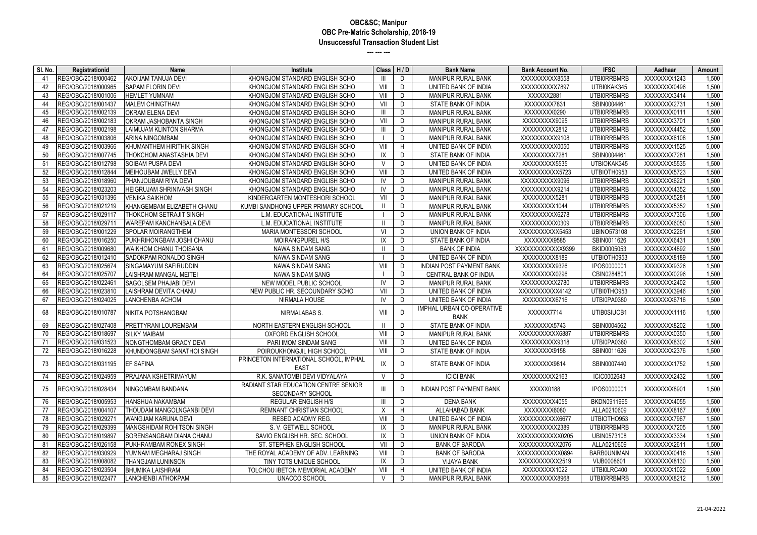# OBC&SC; Manipur
## OBC Pre-Matric Scholarship, 2018-19
### Unsuccessful Transaction Student List

--- --- ---

| Sl. No. | Registrationid | Name | Institute | Class | H / D | Bank Name | Bank Account No. | IFSC | Aadhaar | Amount |
|---|---|---|---|---|---|---|---|---|---|---|
| 41 | REG/OBC/2018/000462 | AKOIJAM TANUJA DEVI | KHONGJOM STANDARD ENGLISH SCHO | III | D | MANIPUR RURAL BANK | XXXXXXXXXX8558 | UTBI0RRBMRB | XXXXXXXX1243 | 1,500 |
| 42 | REG/OBC/2018/000965 | SAPAM FLORIN DEVI | KHONGJOM STANDARD ENGLISH SCHO | VIII | D | UNITED BANK OF INDIA | XXXXXXXXXX7897 | UTBI0KAK345 | XXXXXXXX0496 | 1,500 |
| 43 | REG/OBC/2018/001006 | HEMLET YUMNAM | KHONGJOM STANDARD ENGLISH SCHO | VIII | D | MANIPUR RURAL BANK | XXXXXX2881 | UTBI0RRBMRB | XXXXXXXX3414 | 1,500 |
| 44 | REG/OBC/2018/001437 | MALEM CHINGTHAM | KHONGJOM STANDARD ENGLISH SCHO | VII | D | STATE BANK OF INDIA | XXXXXXXX7831 | SBIN0004461 | XXXXXXXX2731 | 1,500 |
| 45 | REG/OBC/2018/002139 | OKRAM ELENA DEVI | KHONGJOM STANDARD ENGLISH SCHO | III | D | MANIPUR RURAL BANK | XXXXXXXX0290 | UTBI0RRBMRB | XXXXXXXX0111 | 1,500 |
| 46 | REG/OBC/2018/002183 | OKRAM JASHOBANTA SINGH | KHONGJOM STANDARD ENGLISH SCHO | VII | D | MANIPUR RURAL BANK | XXXXXXXXX9095 | UTBI0RRBMRB | XXXXXXXX3701 | 1,500 |
| 47 | REG/OBC/2018/002198 | LAIMUJAM KLINTON SHARMA | KHONGJOM STANDARD ENGLISH SCHO | III | D | MANIPUR RURAL BANK | XXXXXXXXX2812 | UTBI0RRBMRB | XXXXXXXX4452 | 1,500 |
| 48 | REG/OBC/2018/003806 | ARINA NINGOMBAM | KHONGJOM STANDARD ENGLISH SCHO | I | D | MANIPUR RURAL BANK | XXXXXXXXXX9108 | UTBI0RRBMRB | XXXXXXXX6108 | 1,500 |
| 49 | REG/OBC/2018/003966 | KHUMANTHEM HIRITHIK SINGH | KHONGJOM STANDARD ENGLISH SCHO | VIII | H | UNITED BANK OF INDIA | XXXXXXXXXX0050 | UTBI0RRBMRB | XXXXXXXX1525 | 5,000 |
| 50 | REG/OBC/2018/007745 | THOKCHOM ANASTASHIA DEVI | KHONGJOM STANDARD ENGLISH SCHO | IX | D | STATE BANK OF INDIA | XXXXXXXXX7281 | SBIN0004461 | XXXXXXXX7281 | 1,500 |
| 51 | REG/OBC/2018/012798 | SOIBAM PUSPA DEVI | KHONGJOM STANDARD ENGLISH SCHO | V | D | UNITED BANK OF INDIA | XXXXXXXXX5535 | UTBIOKAK345 | XXXXXXXX5535 | 1,500 |
| 52 | REG/OBC/2018/012844 | MEIHOUBAM JWELLY DEVI | KHONGJOM STANDARD ENGLISH SCHO | VIII | D | UNITED BANK OF INDIA | XXXXXXXXXXX5723 | UTBIOTH0953 | XXXXXXXX5723 | 1,500 |
| 53 | REG/OBC/2018/018960 | PHANJOUBAM RIYA DEVI | KHONGJOM STANDARD ENGLISH SCHO | IV | D | MANIPUR RURAL BANK | XXXXXXXXXX9096 | UTBI0RRBMRB | XXXXXXXX6221 | 1,500 |
| 54 | REG/OBC/2018/023203 | HEIGRUJAM SHRINIVASH SINGH | KHONGJOM STANDARD ENGLISH SCHO | IV | D | MANIPUR RURAL BANK | XXXXXXXXXX9214 | UTBI0RRBMRB | XXXXXXXX4352 | 1,500 |
| 55 | REG/OBC/2019/031396 | VENIKA SAIKHOM | KINDERGARTEN MONTESHORI SCHOOL | VII | D | MANIPUR RURAL BANK | XXXXXXXXX5281 | UTBI0RRBMRB | XXXXXXXX5281 | 1,500 |
| 56 | REG/OBC/2018/021219 | KHANGEMBAM ELIZABETH CHANU | KUMBI SANDHONG UPPER PRIMARY SCHOOL | II | D | MANIPUR RURAL BANK | XXXXXXXXX1044 | UTBI0RRBMRB | XXXXXXXX5352 | 1,500 |
| 57 | REG/OBC/2018/029117 | THOKCHOM SETRAJIT SINGH | L.M. EDUCATIONAL INSTITUTE | I | D | MANIPUR RURAL BANK | XXXXXXXXXX6278 | UTBI0RRBMRB | XXXXXXXX7306 | 1,500 |
| 58 | REG/OBC/2018/029711 | WAREPAM KANCHANBALA DEVI | L.M. EDUCATIONAL INSTITUTE | II | D | MANIPUR RURAL BANK | XXXXXXXXXX0309 | UTBI0RRBMRB | XXXXXXXX6050 | 1,500 |
| 59 | REG/OBC/2018/001229 | SPOLAR MOIRANGTHEM | MARIA MONTESSORI SCHOOL | VI | D | UNION BANK OF INDIA | XXXXXXXXXXX5453 | UBINO573108 | XXXXXXXX2261 | 1,500 |
| 60 | REG/OBC/2018/016250 | PUKHRIHONGBAM JOSHI CHANU | MOIRANGPUREL H/S | IX | D | STATE BANK OF INDIA | XXXXXXXX9585 | SBIN0011626 | XXXXXXXX6431 | 1,500 |
| 61 | REG/OBC/2018/009680 | WAIKHOM CHANU THOISANA | NAWA SINDAM SANG | II | D | BANK OF INDIA | XXXXXXXXXXXXX9399 | BKID0005053 | XXXXXXXX4892 | 1,500 |
| 62 | REG/OBC/2018/012410 | SADOKPAM RONALDO SINGH | NAWA SINDAM SANG | I | D | UNITED BANK OF INDIA | XXXXXXXXX8189 | UTBIOTH0953 | XXXXXXXX8189 | 1,500 |
| 63 | REG/OBC/2018/025674 | SINGAMAYUM SAFIRUDDIN | NAWA SINDAM SANG | VIII | D | INDIAN POST PAYMENT BANK | XXXXXXXXX9326 | IPOS0000001 | XXXXXXXX9326 | 1,500 |
| 64 | REG/OBC/2018/025707 | LAISHRAM MANGAL MEITEI | NAWA SINDAM SANG | I | D | CENTRAL BANK OF INDIA | XXXXXXXXX0296 | CBIN0284801 | XXXXXXXX0296 | 1,500 |
| 65 | REG/OBC/2018/022461 | SAGOLSEM PHAJABI DEVI | NEW MODEL PUBLIC SCHOOL | IV | D | MANIPUR RURAL BANK | XXXXXXXXXX2780 | UTBI0RRBMRB | XXXXXXXX2402 | 1,500 |
| 66 | REG/OBC/2018/023810 | LAISHRAM DEVITA CHANU | NEW PUBLIC HR. SECOUNDARY SCHO | VII | D | UNITED BANK OF INDIA | XXXXXXXXXXX4142 | UTBI0THO953 | XXXXXXXX3946 | 1,500 |
| 67 | REG/OBC/2018/024025 | LANCHENBA ACHOM | NIRMALA HOUSE | IV | D | UNITED BANK OF INDIA | XXXXXXXXX6716 | UTBI0PA0380 | XXXXXXXX6716 | 1,500 |
| 68 | REG/OBC/2018/010787 | NIKITA POTSHANGBAM | NIRMALABAS S. | VIII | D | IMPHAL URBAN CO-OPERATIVE BANK | XXXXXX7714 | UTIB0SIUCB1 | XXXXXXXX1116 | 1,500 |
| 69 | REG/OBC/2018/027408 | PRETTYRANI LOUREMBAM | NORTH EASTERN ENGLISH SCHOOL | II | D | STATE BANK OF INDIA | XXXXXXXX5743 | SBIN0004562 | XXXXXXXX8202 | 1,500 |
| 70 | REG/OBC/2018/018697 | SILKY MAIBAM | OXFORD ENGLISH SCHOOL | VIII | D | MANIPUR RURAL BANK | XXXXXXXXXXX6887 | UTBI0RRBMRB | XXXXXXXX0350 | 1,500 |
| 71 | REG/OBC/2019/031523 | NONGTHOMBAM GRACY DEVI | PARI IMOM SINDAM SANG | VIII | D | UNITED BANK OF INDIA | XXXXXXXXXX9318 | UTBI0PA0380 | XXXXXXXX8302 | 1,500 |
| 72 | REG/OBC/2018/016228 | KHUNDONGBAM SANATHOI SINGH | POIROUKHONGJIL HIGH SCHOOL | VIII | D | STATE BANK OF INDIA | XXXXXXXX9158 | SBIN0011626 | XXXXXXXX2376 | 1,500 |
| 73 | REG/OBC/2018/031195 | EF SAFINA | PRINCETON INTERNATIONAL SCHOOL, IMPHAL EAST | IX | D | STATE BANK OF INDIA | XXXXXXXX9814 | SBIN0007440 | XXXXXXXX1752 | 1,500 |
| 74 | REG/OBC/2018/024959 | PRAJANA KSHETRIMAYUM | R.K. SANATOMBI DEVI VIDYALAYA | V | D | ICICI BANK | XXXXXXXXX2163 | ICIC0002643 | XXXXXXXX2432 | 1,500 |
| 75 | REG/OBC/2018/028434 | NINGOMBAM BANDANA | RADIANT STAR EDUCATION CENTRE SENIOR SECONDARY SCHOOL | III | D | INDIAN POST PAYMENT BANK | XXXXX0188 | IPOS0000001 | XXXXXXXX8901 | 1,500 |
| 76 | REG/OBC/2018/005953 | HANSHUA NAKAMBAM | REGULAR ENGLISH H/S | III | D | DENA BANK | XXXXXXXXX4055 | BKDN0911965 | XXXXXXXX4055 | 1,500 |
| 77 | REG/OBC/2018/004107 | THOUDAM MANGOLNGANBI DEVI | REMNANT CHRISTIAN SCHOOL | X | H | ALLAHABAD BANK | XXXXXXXX6080 | ALLA0210609 | XXXXXXXX8167 | 5,000 |
| 78 | REG/OBC/2018/029271 | WANGJAM KARUNA DEVI | RESED ACADMY REG. | VIII | D | UNITED BANK OF INDIA | XXXXXXXXXXX6677 | UTBIOTHO953 | XXXXXXXX7967 | 1,500 |
| 79 | REG/OBC/2018/029399 | MANGSHIDAM ROHITSON SINGH | S. V. GETWELL SCHOOL | IX | D | MANIPUR RURAL BANK | XXXXXXXXXX2389 | UTBI0RRBMRB | XXXXXXXX7205 | 1,500 |
| 80 | REG/OBC/2018/019897 | SORENSANGBAM DIANA CHANU | SAVIO ENGLISH HR. SEC. SCHOOL | IX | D | UNION BANK OF INDIA | XXXXXXXXXXXX0205 | UBIN0573108 | XXXXXXXX3334 | 1,500 |
| 81 | REG/OBC/2018/026158 | PUKHRAMBAM RONEX SINGH | ST. STEPHEN ENGLISH SCHOOL | VII | D | BANK OF BARODA | XXXXXXXXXXX2076 | ALLA0210609 | XXXXXXXX2611 | 1,500 |
| 82 | REG/OBC/2018/030929 | YUMNAM MEGHARAJ SINGH | THE ROYAL ACADEMY OF ADV. LEARNING | VIII | D | BANK OF BARODA | XXXXXXXXXXXX0894 | BARB0UNIMAN | XXXXXXXX0416 | 1,500 |
| 83 | REG/OBC/2018/008082 | THANGJAM LUNINSON | TINY TOTS UNIQUE SCHOOL | IX | D | VIJAYA BANK | XXXXXXXXXXX2519 | VIJB0008601 | XXXXXXXX8130 | 1,500 |
| 84 | REG/OBC/2018/023504 | BHUMIKA LAISHRAM | TOLCHOU IBETON MEMORIAL ACADEMY | VIII | H | UNITED BANK OF INDIA | XXXXXXXXX1022 | UTBI0LRC400 | XXXXXXXX1022 | 5,000 |
| 85 | REG/OBC/2018/022477 | LANCHENBI ATHOKPAM | UNACCO SCHOOL | V | D | MANIPUR RURAL BANK | XXXXXXXXXX8968 | UTBI0RRBMRB | XXXXXXXX8212 | 1,500 |

21-04-2022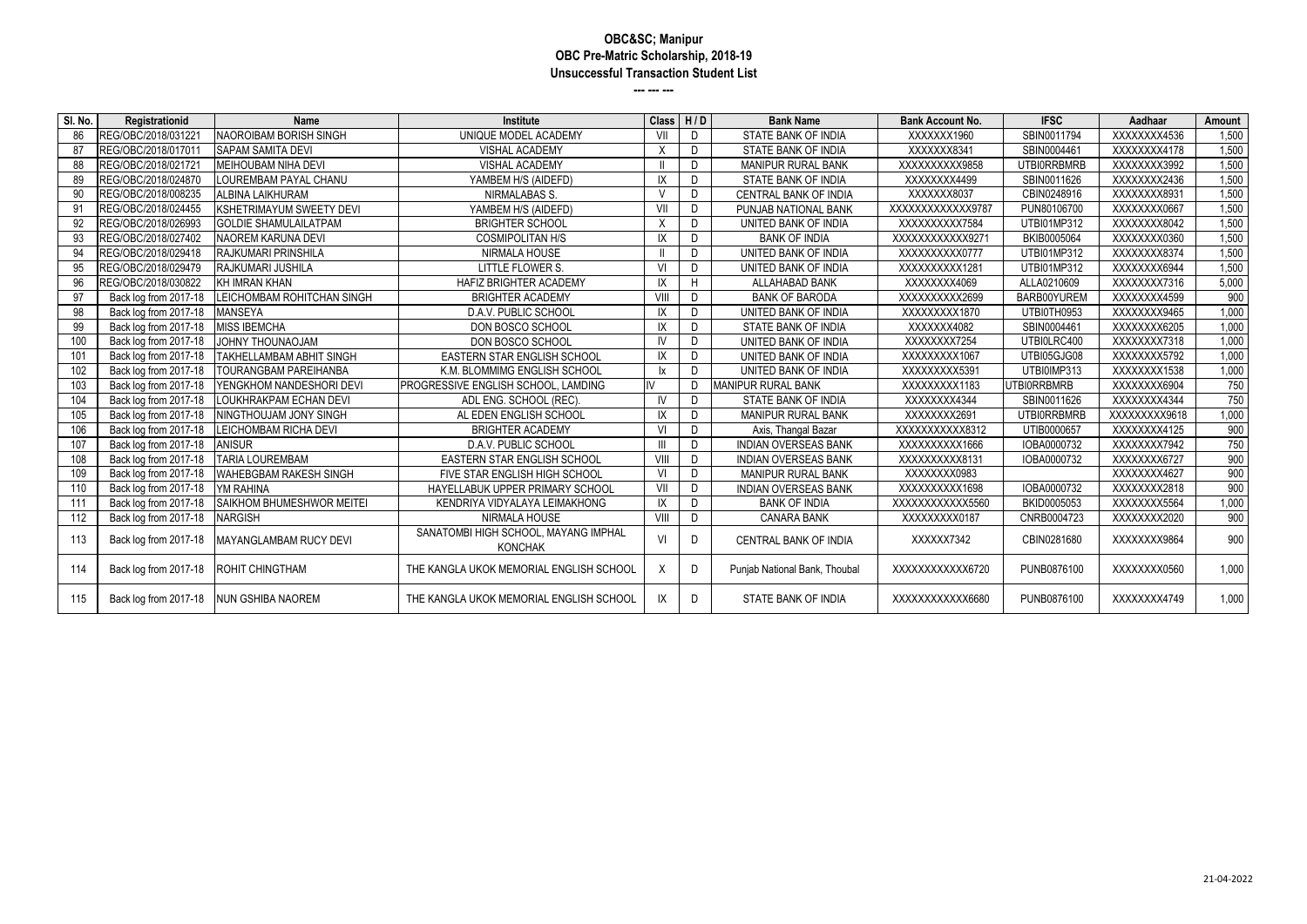# OBC&SC; Manipur
## OBC Pre-Matric Scholarship, 2018-19
## Unsuccessful Transaction Student List

--- --- ---

| Sl. No. | Registrationid | Name | Institute | Class | H / D | Bank Name | Bank Account No. | IFSC | Aadhaar | Amount |
|---|---|---|---|---|---|---|---|---|---|---|
| 86 | REG/OBC/2018/031221 | NAOROIBAM BORISH SINGH | UNIQUE MODEL ACADEMY | VII | D | STATE BANK OF INDIA | XXXXXXX1960 | SBIN0011794 | XXXXXXXX4536 | 1,500 |
| 87 | REG/OBC/2018/017011 | SAPAM SAMITA DEVI | VISHAL ACADEMY | X | D | STATE BANK OF INDIA | XXXXXXX8341 | SBIN0004461 | XXXXXXXX4178 | 1,500 |
| 88 | REG/OBC/2018/021721 | MEIHOUBAM NIHA DEVI | VISHAL ACADEMY | II | D | MANIPUR RURAL BANK | XXXXXXXXXX9858 | UTBI0RRBMRB | XXXXXXXX3992 | 1,500 |
| 89 | REG/OBC/2018/024870 | LOUREMBAM PAYAL CHANU | YAMBEM H/S (AIDEFD) | IX | D | STATE BANK OF INDIA | XXXXXXXX4499 | SBIN0011626 | XXXXXXXX2436 | 1,500 |
| 90 | REG/OBC/2018/008235 | ALBINA LAIKHURAM | NIRMALABAS S. | V | D | CENTRAL BANK OF INDIA | XXXXXXX8037 | CBIN0248916 | XXXXXXXX8931 | 1,500 |
| 91 | REG/OBC/2018/024455 | KSHETRIMAYUM SWEETY DEVI | YAMBEM H/S (AIDEFD) | VII | D | PUNJAB NATIONAL BANK | XXXXXXXXXXXXX9787 | PUN80106700 | XXXXXXXX0667 | 1,500 |
| 92 | REG/OBC/2018/026993 | GOLDIE SHAMULAILATPAM | BRIGHTER SCHOOL | X | D | UNITED BANK OF INDIA | XXXXXXXXXX7584 | UTBI01MP312 | XXXXXXXX8042 | 1,500 |
| 93 | REG/OBC/2018/027402 | NAOREM KARUNA DEVI | COSMIPOLITAN H/S | IX | D | BANK OF INDIA | XXXXXXXXXXXX9271 | BKIB0005064 | XXXXXXXX0360 | 1,500 |
| 94 | REG/OBC/2018/029418 | RAJKUMARI PRINSHILA | NIRMALA HOUSE | II | D | UNITED BANK OF INDIA | XXXXXXXXXX0777 | UTBI01MP312 | XXXXXXXX8374 | 1,500 |
| 95 | REG/OBC/2018/029479 | RAJKUMARI JUSHILA | LITTLE FLOWER S. | VI | D | UNITED BANK OF INDIA | XXXXXXXXXX1281 | UTBI01MP312 | XXXXXXXX6944 | 1,500 |
| 96 | REG/OBC/2018/030822 | KH IMRAN KHAN | HAFIZ BRIGHTER ACADEMY | IX | H | ALLAHABAD BANK | XXXXXXXX4069 | ALLA0210609 | XXXXXXXX7316 | 5,000 |
| 97 | Back log from 2017-18 | LEICHOMBAM ROHITCHAN SINGH | BRIGHTER ACADEMY | VIII | D | BANK OF BARODA | XXXXXXXXXX2699 | BARB00YUREM | XXXXXXXX4599 | 900 |
| 98 | Back log from 2017-18 | MANSEYA | D.A.V. PUBLIC SCHOOL | IX | D | UNITED BANK OF INDIA | XXXXXXXXX1870 | UTBI0TH0953 | XXXXXXXX9465 | 1,000 |
| 99 | Back log from 2017-18 | MISS IBEMCHA | DON BOSCO SCHOOL | IX | D | STATE BANK OF INDIA | XXXXXXX4082 | SBIN0004461 | XXXXXXXX6205 | 1,000 |
| 100 | Back log from 2017-18 | JOHNY THOUNAOJAM | DON BOSCO SCHOOL | IV | D | UNITED BANK OF INDIA | XXXXXXXX7254 | UTBI0LRC400 | XXXXXXXX7318 | 1,000 |
| 101 | Back log from 2017-18 | TAKHELLAMBAM ABHIT SINGH | EASTERN STAR ENGLISH SCHOOL | IX | D | UNITED BANK OF INDIA | XXXXXXXXX1067 | UTBI05GJG08 | XXXXXXXX5792 | 1,000 |
| 102 | Back log from 2017-18 | TOURANGBAM PAREIHANBA | K.M. BLOMMIMG ENGLISH SCHOOL | Ix | D | UNITED BANK OF INDIA | XXXXXXXXX5391 | UTBI0IMP313 | XXXXXXXX1538 | 1,000 |
| 103 | Back log from 2017-18 | YENGKHOM NANDESHORI DEVI | PROGRESSIVE ENGLISH SCHOOL, LAMDING | IV | D | MANIPUR RURAL BANK | XXXXXXXXX1183 | UTBI0RRBMRB | XXXXXXXX6904 | 750 |
| 104 | Back log from 2017-18 | LOUKHRAKPAM ECHAN DEVI | ADL ENG. SCHOOL (REC). | IV | D | STATE BANK OF INDIA | XXXXXXXX4344 | SBIN0011626 | XXXXXXXX4344 | 750 |
| 105 | Back log from 2017-18 | NINGTHOUJAM JONY SINGH | AL EDEN ENGLISH SCHOOL | IX | D | MANIPUR RURAL BANK | XXXXXXXX2691 | UTBI0RRBMRB | XXXXXXXXX9618 | 1,000 |
| 106 | Back log from 2017-18 | LEICHOMBAM RICHA DEVI | BRIGHTER ACADEMY | VI | D | Axis, Thangal Bazar | XXXXXXXXXXX8312 | UTIB0000657 | XXXXXXXX4125 | 900 |
| 107 | Back log from 2017-18 | ANISUR | D.A.V. PUBLIC SCHOOL | III | D | INDIAN OVERSEAS BANK | XXXXXXXXXX1666 | IOBA0000732 | XXXXXXXX7942 | 750 |
| 108 | Back log from 2017-18 | TARIA LOUREMBAM | EASTERN STAR ENGLISH SCHOOL | VIII | D | INDIAN OVERSEAS BANK | XXXXXXXXXX8131 | IOBA0000732 | XXXXXXXX6727 | 900 |
| 109 | Back log from 2017-18 | WAHEBGBAM RAKESH SINGH | FIVE STAR ENGLISH HIGH SCHOOL | VI | D | MANIPUR RURAL BANK | XXXXXXXX0983 | | XXXXXXXX4627 | 900 |
| 110 | Back log from 2017-18 | YM RAHINA | HAYELLABUK UPPER PRIMARY SCHOOL | VII | D | INDIAN OVERSEAS BANK | XXXXXXXXXX1698 | IOBA0000732 | XXXXXXXX2818 | 900 |
| 111 | Back log from 2017-18 | SAIKHOM BHUMESHWOR MEITEI | KENDRIYA VIDYALAYA LEIMAKHONG | IX | D | BANK OF INDIA | XXXXXXXXXXXX5560 | BKID0005053 | XXXXXXXX5564 | 1,000 |
| 112 | Back log from 2017-18 | NARGISH | NIRMALA HOUSE | VIII | D | CANARA BANK | XXXXXXXXX0187 | CNRB0004723 | XXXXXXXX2020 | 900 |
| 113 | Back log from 2017-18 | MAYANGLAMBAM RUCY DEVI | SANATOMBI HIGH SCHOOL, MAYANG IMPHAL KONCHAK | VI | D | CENTRAL BANK OF INDIA | XXXXXX7342 | CBIN0281680 | XXXXXXXX9864 | 900 |
| 114 | Back log from 2017-18 | ROHIT CHINGTHAM | THE KANGLA UKOK MEMORIAL ENGLISH SCHOOL | X | D | Punjab National Bank, Thoubal | XXXXXXXXXXXX6720 | PUNB0876100 | XXXXXXXX0560 | 1,000 |
| 115 | Back log from 2017-18 | NUN GSHIBA NAOREM | THE KANGLA UKOK MEMORIAL ENGLISH SCHOOL | IX | D | STATE BANK OF INDIA | XXXXXXXXXXXX6680 | PUNB0876100 | XXXXXXXX4749 | 1,000 |

21-04-2022